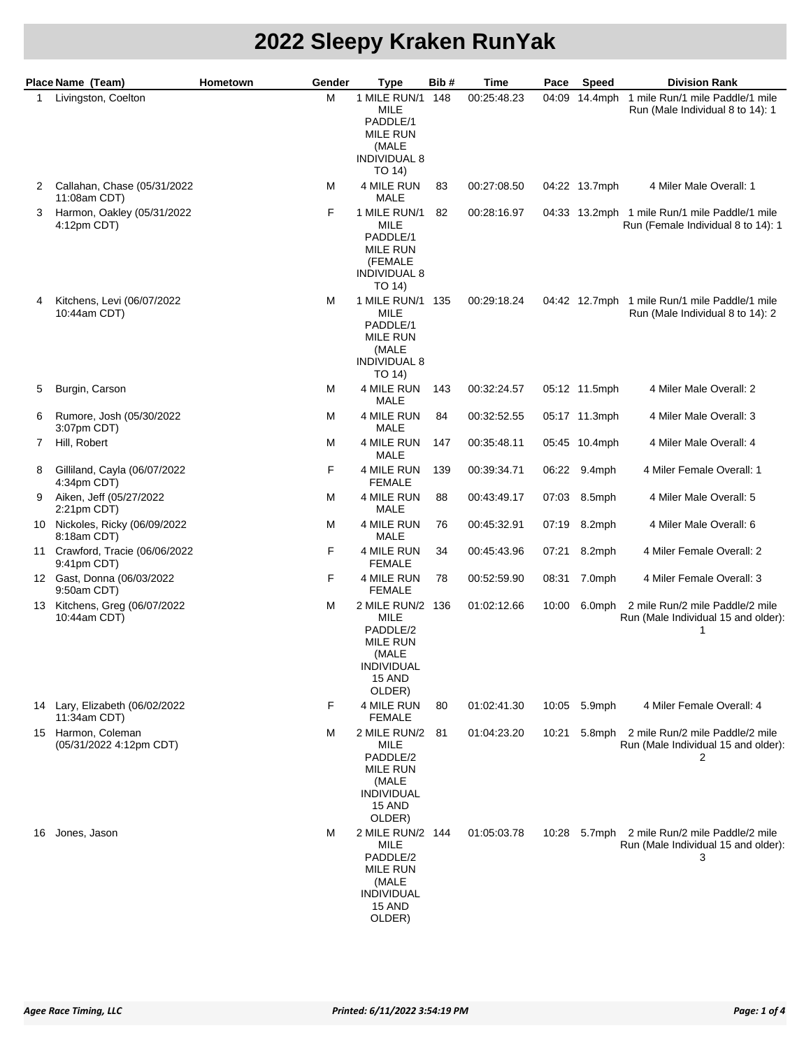# 2022 Sleepy Kraken RunYak

| Place | Name (Team) | Hometown | Gender | Type | Bib # | Time | Pace | Speed | Division Rank |
|---|---|---|---|---|---|---|---|---|---|
| 1 | Livingston, Coelton | | M | 1 MILE RUN/1 MILE PADDLE/1 MILE RUN (MALE INDIVIDUAL 8 TO 14) | 148 | 00:25:48.23 | 04:09 | 14.4mph | 1 mile Run/1 mile Paddle/1 mile Run (Male Individual 8 to 14): 1 |
| 2 | Callahan, Chase (05/31/2022 11:08am CDT) | | M | 4 MILE RUN MALE | 83 | 00:27:08.50 | 04:22 | 13.7mph | 4 Miler Male Overall: 1 |
| 3 | Harmon, Oakley (05/31/2022 4:12pm CDT) | | F | 1 MILE RUN/1 MILE PADDLE/1 MILE RUN (FEMALE INDIVIDUAL 8 TO 14) | 82 | 00:28:16.97 | 04:33 | 13.2mph | 1 mile Run/1 mile Paddle/1 mile Run (Female Individual 8 to 14): 1 |
| 4 | Kitchens, Levi (06/07/2022 10:44am CDT) | | M | 1 MILE RUN/1 MILE PADDLE/1 MILE RUN (MALE INDIVIDUAL 8 TO 14) | 135 | 00:29:18.24 | 04:42 | 12.7mph | 1 mile Run/1 mile Paddle/1 mile Run (Male Individual 8 to 14): 2 |
| 5 | Burgin, Carson | | M | 4 MILE RUN MALE | 143 | 00:32:24.57 | 05:12 | 11.5mph | 4 Miler Male Overall: 2 |
| 6 | Rumore, Josh (05/30/2022 3:07pm CDT) | | M | 4 MILE RUN MALE | 84 | 00:32:52.55 | 05:17 | 11.3mph | 4 Miler Male Overall: 3 |
| 7 | Hill, Robert | | M | 4 MILE RUN MALE | 147 | 00:35:48.11 | 05:45 | 10.4mph | 4 Miler Male Overall: 4 |
| 8 | Gilliland, Cayla (06/07/2022 4:34pm CDT) | | F | 4 MILE RUN FEMALE | 139 | 00:39:34.71 | 06:22 | 9.4mph | 4 Miler Female Overall: 1 |
| 9 | Aiken, Jeff (05/27/2022 2:21pm CDT) | | M | 4 MILE RUN MALE | 88 | 00:43:49.17 | 07:03 | 8.5mph | 4 Miler Male Overall: 5 |
| 10 | Nickoles, Ricky (06/09/2022 8:18am CDT) | | M | 4 MILE RUN MALE | 76 | 00:45:32.91 | 07:19 | 8.2mph | 4 Miler Male Overall: 6 |
| 11 | Crawford, Tracie (06/06/2022 9:41pm CDT) | | F | 4 MILE RUN FEMALE | 34 | 00:45:43.96 | 07:21 | 8.2mph | 4 Miler Female Overall: 2 |
| 12 | Gast, Donna (06/03/2022 9:50am CDT) | | F | 4 MILE RUN FEMALE | 78 | 00:52:59.90 | 08:31 | 7.0mph | 4 Miler Female Overall: 3 |
| 13 | Kitchens, Greg (06/07/2022 10:44am CDT) | | M | 2 MILE RUN/2 MILE PADDLE/2 MILE RUN (MALE INDIVIDUAL 15 AND OLDER) | 136 | 01:02:12.66 | 10:00 | 6.0mph | 2 mile Run/2 mile Paddle/2 mile Run (Male Individual 15 and older): 1 |
| 14 | Lary, Elizabeth (06/02/2022 11:34am CDT) | | F | 4 MILE RUN FEMALE | 80 | 01:02:41.30 | 10:05 | 5.9mph | 4 Miler Female Overall: 4 |
| 15 | Harmon, Coleman (05/31/2022 4:12pm CDT) | | M | 2 MILE RUN/2 MILE PADDLE/2 MILE RUN (MALE INDIVIDUAL 15 AND OLDER) | 81 | 01:04:23.20 | 10:21 | 5.8mph | 2 mile Run/2 mile Paddle/2 mile Run (Male Individual 15 and older): 2 |
| 16 | Jones, Jason | | M | 2 MILE RUN/2 MILE PADDLE/2 MILE RUN (MALE INDIVIDUAL 15 AND OLDER) | 144 | 01:05:03.78 | 10:28 | 5.7mph | 2 mile Run/2 mile Paddle/2 mile Run (Male Individual 15 and older): 3 |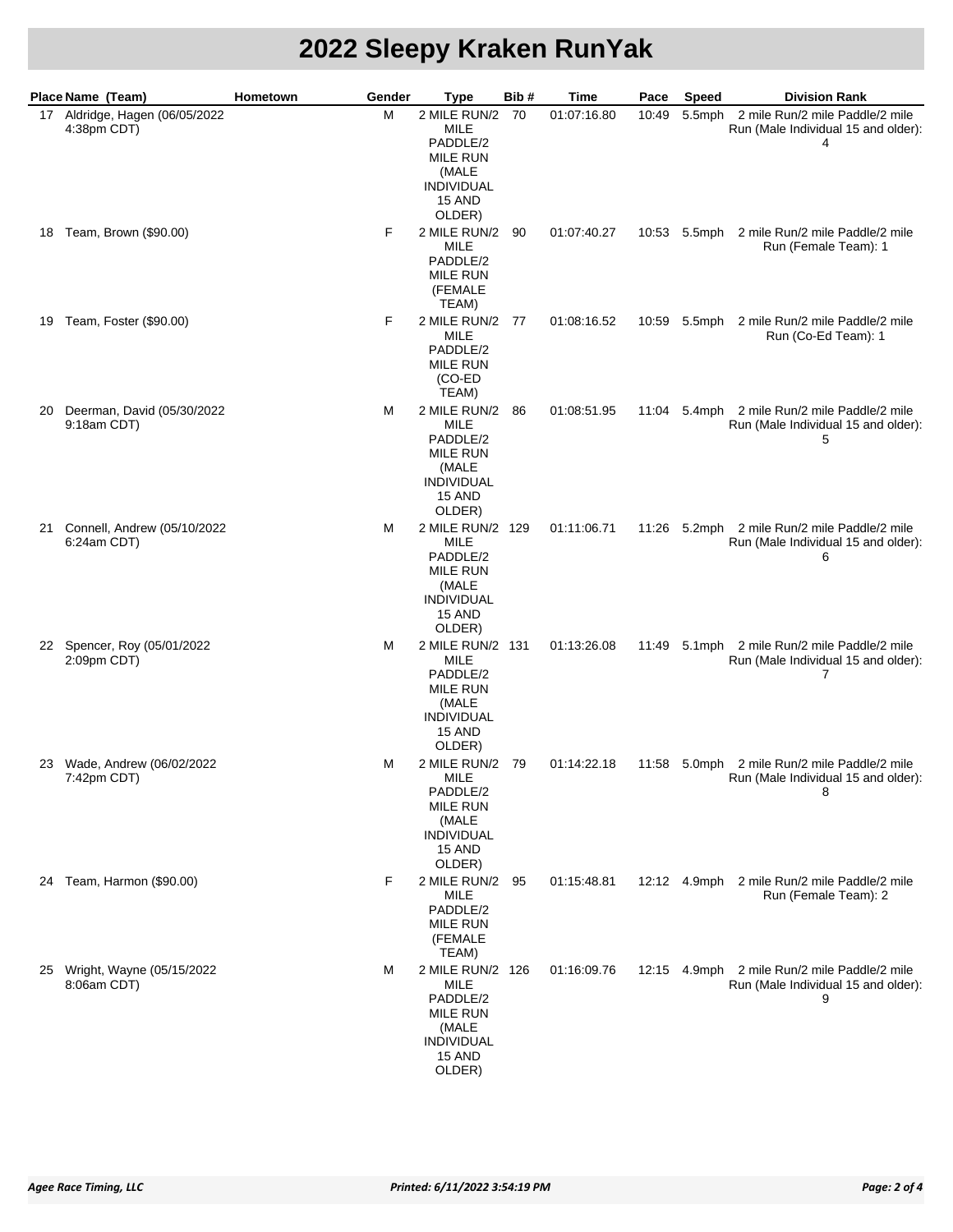# 2022 Sleepy Kraken RunYak

| Place | Name (Team) | Hometown | Gender | Type | Bib # | Time | Pace | Speed | Division Rank |
|---|---|---|---|---|---|---|---|---|---|
| 17 | Aldridge, Hagen (06/05/2022 4:38pm CDT) | | M | 2 MILE RUN/2 MILE PADDLE/2 MILE RUN (MALE INDIVIDUAL 15 AND OLDER) | 70 | 01:07:16.80 | 10:49 | 5.5mph | 2 mile Run/2 mile Paddle/2 mile Run (Male Individual 15 and older): 4 |
| 18 | Team, Brown ($90.00) | | F | 2 MILE RUN/2 MILE PADDLE/2 MILE RUN (FEMALE TEAM) | 90 | 01:07:40.27 | 10:53 | 5.5mph | 2 mile Run/2 mile Paddle/2 mile Run (Female Team): 1 |
| 19 | Team, Foster ($90.00) | | F | 2 MILE RUN/2 MILE PADDLE/2 MILE RUN (CO-ED TEAM) | 77 | 01:08:16.52 | 10:59 | 5.5mph | 2 mile Run/2 mile Paddle/2 mile Run (Co-Ed Team): 1 |
| 20 | Deerman, David (05/30/2022 9:18am CDT) | | M | 2 MILE RUN/2 MILE PADDLE/2 MILE RUN (MALE INDIVIDUAL 15 AND OLDER) | 86 | 01:08:51.95 | 11:04 | 5.4mph | 2 mile Run/2 mile Paddle/2 mile Run (Male Individual 15 and older): 5 |
| 21 | Connell, Andrew (05/10/2022 6:24am CDT) | | M | 2 MILE RUN/2 MILE PADDLE/2 MILE RUN (MALE INDIVIDUAL 15 AND OLDER) | 129 | 01:11:06.71 | 11:26 | 5.2mph | 2 mile Run/2 mile Paddle/2 mile Run (Male Individual 15 and older): 6 |
| 22 | Spencer, Roy (05/01/2022 2:09pm CDT) | | M | 2 MILE RUN/2 MILE PADDLE/2 MILE RUN (MALE INDIVIDUAL 15 AND OLDER) | 131 | 01:13:26.08 | 11:49 | 5.1mph | 2 mile Run/2 mile Paddle/2 mile Run (Male Individual 15 and older): 7 |
| 23 | Wade, Andrew (06/02/2022 7:42pm CDT) | | M | 2 MILE RUN/2 MILE PADDLE/2 MILE RUN (MALE INDIVIDUAL 15 AND OLDER) | 79 | 01:14:22.18 | 11:58 | 5.0mph | 2 mile Run/2 mile Paddle/2 mile Run (Male Individual 15 and older): 8 |
| 24 | Team, Harmon ($90.00) | | F | 2 MILE RUN/2 MILE PADDLE/2 MILE RUN (FEMALE TEAM) | 95 | 01:15:48.81 | 12:12 | 4.9mph | 2 mile Run/2 mile Paddle/2 mile Run (Female Team): 2 |
| 25 | Wright, Wayne (05/15/2022 8:06am CDT) | | M | 2 MILE RUN/2 MILE PADDLE/2 MILE RUN (MALE INDIVIDUAL 15 AND OLDER) | 126 | 01:16:09.76 | 12:15 | 4.9mph | 2 mile Run/2 mile Paddle/2 mile Run (Male Individual 15 and older): 9 |

*Agee Race Timing, LLC* *Printed: 6/11/2022 3:54:19 PM*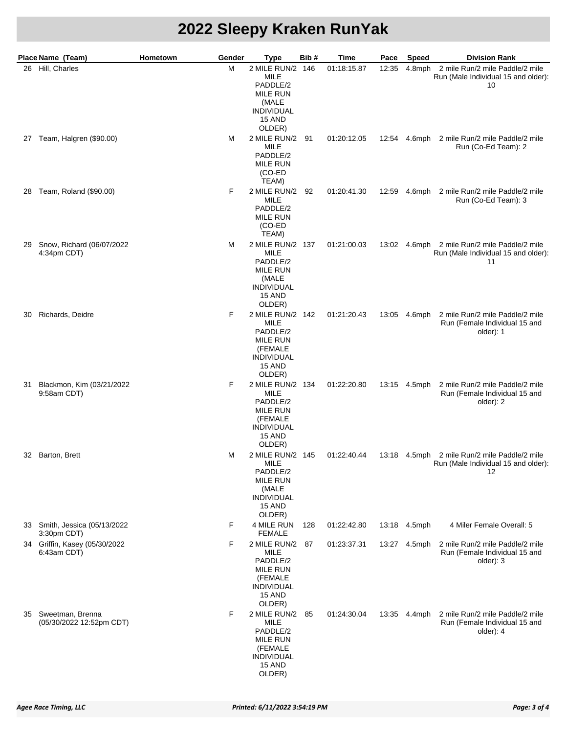# 2022 Sleepy Kraken RunYak

| Place | Name (Team) | Hometown | Gender | Type | Bib # | Time | Pace | Speed | Division Rank |
|---|---|---|---|---|---|---|---|---|---|
| 26 | Hill, Charles | | M | 2 MILE RUN/2 MILE PADDLE/2 MILE RUN (MALE INDIVIDUAL 15 AND OLDER) | 146 | 01:18:15.87 | 12:35 | 4.8mph | 2 mile Run/2 mile Paddle/2 mile Run (Male Individual 15 and older): 10 |
| 27 | Team, Halgren ($90.00) | | M | 2 MILE RUN/2 MILE PADDLE/2 MILE RUN (CO-ED TEAM) | 91 | 01:20:12.05 | 12:54 | 4.6mph | 2 mile Run/2 mile Paddle/2 mile Run (Co-Ed Team): 2 |
| 28 | Team, Roland ($90.00) | | F | 2 MILE RUN/2 MILE PADDLE/2 MILE RUN (CO-ED TEAM) | 92 | 01:20:41.30 | 12:59 | 4.6mph | 2 mile Run/2 mile Paddle/2 mile Run (Co-Ed Team): 3 |
| 29 | Snow, Richard (06/07/2022 4:34pm CDT) | | M | 2 MILE RUN/2 MILE PADDLE/2 MILE RUN (MALE INDIVIDUAL 15 AND OLDER) | 137 | 01:21:00.03 | 13:02 | 4.6mph | 2 mile Run/2 mile Paddle/2 mile Run (Male Individual 15 and older): 11 |
| 30 | Richards, Deidre | | F | 2 MILE RUN/2 MILE PADDLE/2 MILE RUN (FEMALE INDIVIDUAL 15 AND OLDER) | 142 | 01:21:20.43 | 13:05 | 4.6mph | 2 mile Run/2 mile Paddle/2 mile Run (Female Individual 15 and older): 1 |
| 31 | Blackmon, Kim (03/21/2022 9:58am CDT) | | F | 2 MILE RUN/2 MILE PADDLE/2 MILE RUN (FEMALE INDIVIDUAL 15 AND OLDER) | 134 | 01:22:20.80 | 13:15 | 4.5mph | 2 mile Run/2 mile Paddle/2 mile Run (Female Individual 15 and older): 2 |
| 32 | Barton, Brett | | M | 2 MILE RUN/2 MILE PADDLE/2 MILE RUN (MALE INDIVIDUAL 15 AND OLDER) | 145 | 01:22:40.44 | 13:18 | 4.5mph | 2 mile Run/2 mile Paddle/2 mile Run (Male Individual 15 and older): 12 |
| 33 | Smith, Jessica (05/13/2022 3:30pm CDT) | | F | 4 MILE RUN FEMALE | 128 | 01:22:42.80 | 13:18 | 4.5mph | 4 Miler Female Overall: 5 |
| 34 | Griffin, Kasey (05/30/2022 6:43am CDT) | | F | 2 MILE RUN/2 MILE PADDLE/2 MILE RUN (FEMALE INDIVIDUAL 15 AND OLDER) | 87 | 01:23:37.31 | 13:27 | 4.5mph | 2 mile Run/2 mile Paddle/2 mile Run (Female Individual 15 and older): 3 |
| 35 | Sweetman, Brenna (05/30/2022 12:52pm CDT) | | F | 2 MILE RUN/2 MILE PADDLE/2 MILE RUN (FEMALE INDIVIDUAL 15 AND OLDER) | 85 | 01:24:30.04 | 13:35 | 4.4mph | 2 mile Run/2 mile Paddle/2 mile Run (Female Individual 15 and older): 4 |

Agee Race Timing, LLC    Printed: 6/11/2022 3:54:19 PM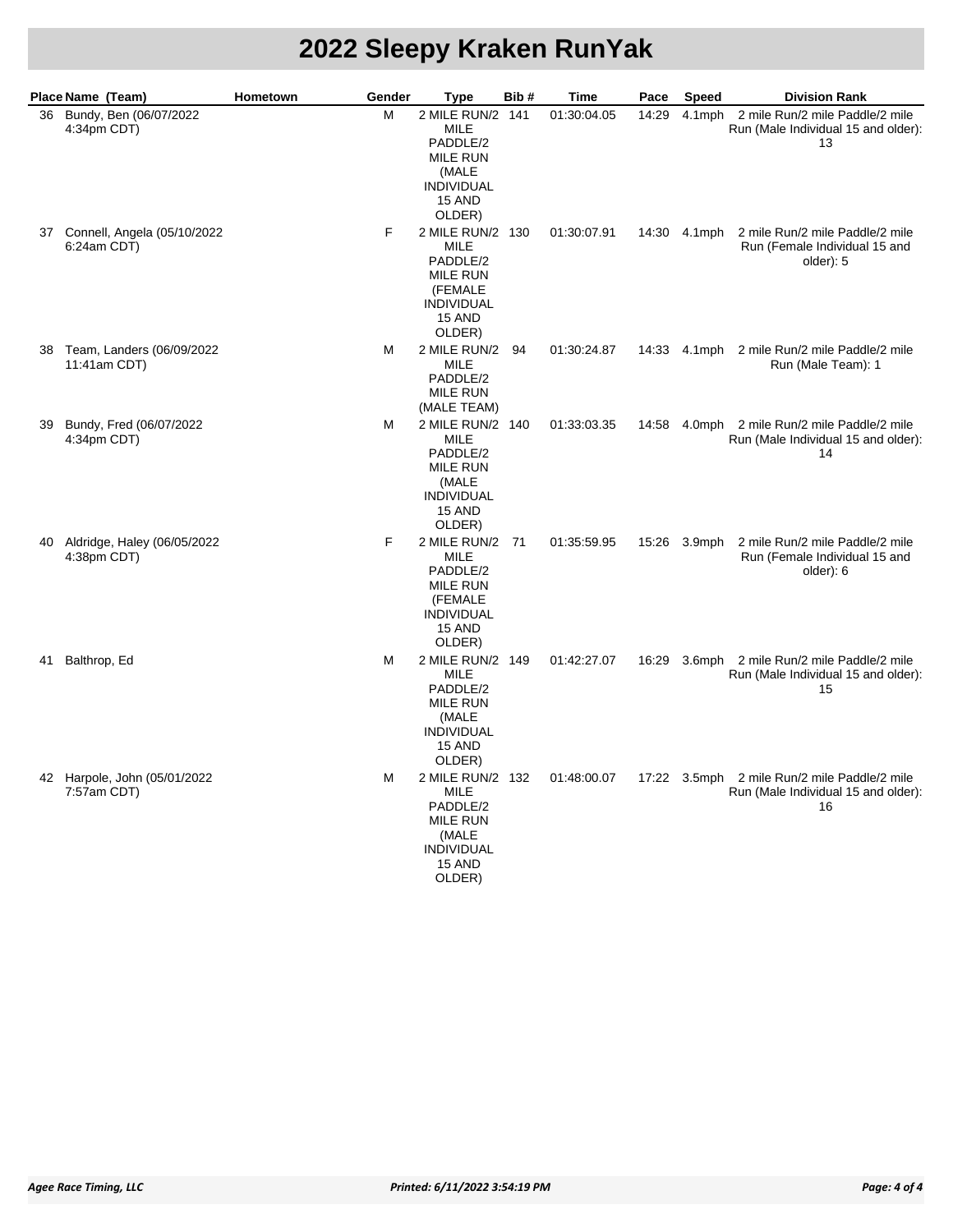# 2022 Sleepy Kraken RunYak

| Place | Name (Team) | Hometown | Gender | Type | Bib # | Time | Pace | Speed | Division Rank |
|---|---|---|---|---|---|---|---|---|---|
| 36 | Bundy, Ben (06/07/2022 4:34pm CDT) | | M | 2 MILE RUN/2 MILE PADDLE/2 MILE RUN (MALE INDIVIDUAL 15 AND OLDER) | 141 | 01:30:04.05 | 14:29 | 4.1mph | 2 mile Run/2 mile Paddle/2 mile Run (Male Individual 15 and older): 13 |
| 37 | Connell, Angela (05/10/2022 6:24am CDT) | | F | 2 MILE RUN/2 MILE PADDLE/2 MILE RUN (FEMALE INDIVIDUAL 15 AND OLDER) | 130 | 01:30:07.91 | 14:30 | 4.1mph | 2 mile Run/2 mile Paddle/2 mile Run (Female Individual 15 and older): 5 |
| 38 | Team, Landers (06/09/2022 11:41am CDT) | | M | 2 MILE RUN/2 MILE PADDLE/2 MILE RUN (MALE TEAM) | 94 | 01:30:24.87 | 14:33 | 4.1mph | 2 mile Run/2 mile Paddle/2 mile Run (Male Team): 1 |
| 39 | Bundy, Fred (06/07/2022 4:34pm CDT) | | M | 2 MILE RUN/2 MILE PADDLE/2 MILE RUN (MALE INDIVIDUAL 15 AND OLDER) | 140 | 01:33:03.35 | 14:58 | 4.0mph | 2 mile Run/2 mile Paddle/2 mile Run (Male Individual 15 and older): 14 |
| 40 | Aldridge, Haley (06/05/2022 4:38pm CDT) | | F | 2 MILE RUN/2 MILE PADDLE/2 MILE RUN (FEMALE INDIVIDUAL 15 AND OLDER) | 71 | 01:35:59.95 | 15:26 | 3.9mph | 2 mile Run/2 mile Paddle/2 mile Run (Female Individual 15 and older): 6 |
| 41 | Balthrop, Ed | | M | 2 MILE RUN/2 MILE PADDLE/2 MILE RUN (MALE INDIVIDUAL 15 AND OLDER) | 149 | 01:42:27.07 | 16:29 | 3.6mph | 2 mile Run/2 mile Paddle/2 mile Run (Male Individual 15 and older): 15 |
| 42 | Harpole, John (05/01/2022 7:57am CDT) | | M | 2 MILE RUN/2 MILE PADDLE/2 MILE RUN (MALE INDIVIDUAL 15 AND OLDER) | 132 | 01:48:00.07 | 17:22 | 3.5mph | 2 mile Run/2 mile Paddle/2 mile Run (Male Individual 15 and older): 16 |

*Agee Race Timing, LLC* *Printed: 6/11/2022 3:54:19 PM*